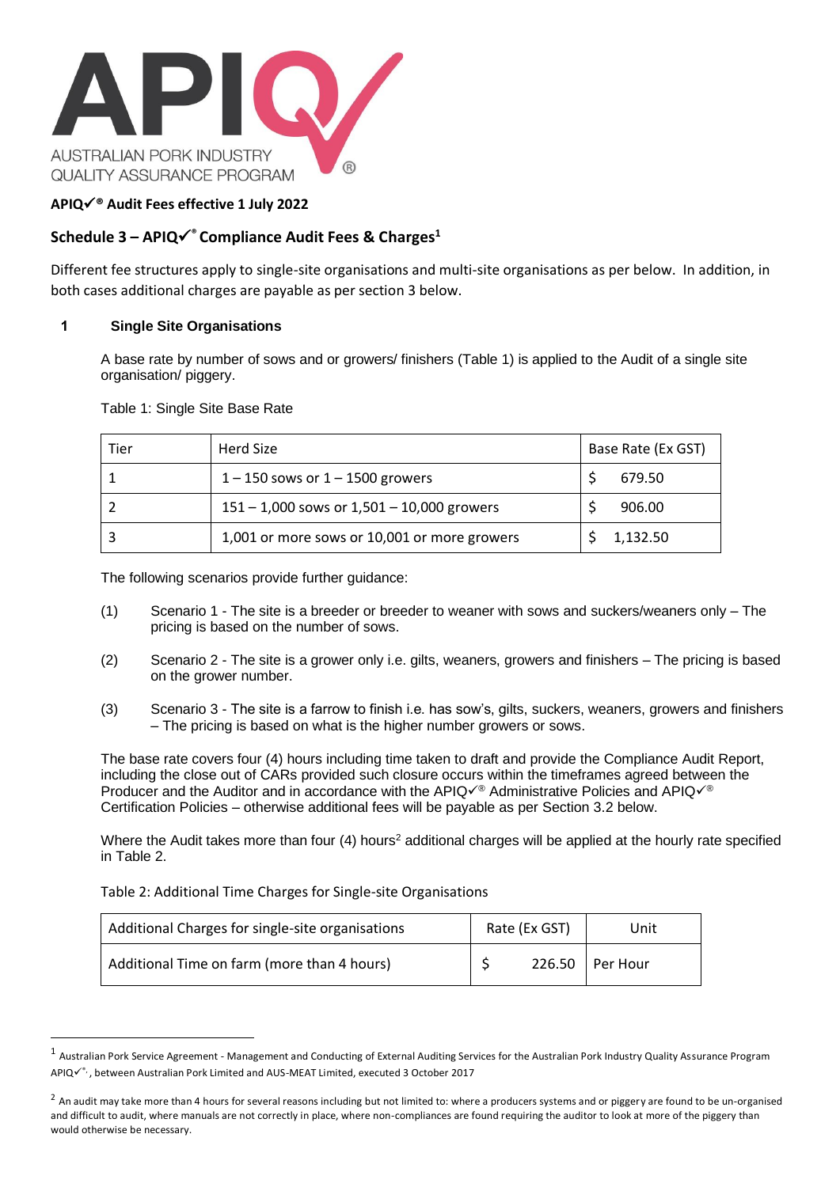APIQ✓® Audit Fees effective 1 July 2022

## Schedule 3 – APIQ✓® Compliance Audit Fees & Charges[1]

Different fee structures apply to single-site organisations and multi-site organisations as per below. In addition, in both cases additional charges are payable as per section 3 below.

### 1 Single Site Organisations

A base rate by number of sows and or growers/ finishers (Table 1) is applied to the Audit of a single site organisation/ piggery.

Table 1: Single Site Base Rate

| Tier | Herd Size | Base Rate (Ex GST) |
| --- | --- | --- |
| 1 | 1 – 150 sows or 1 – 1500 growers | $ 679.50 |
| 2 | 151 – 1,000 sows or 1,501 – 10,000 growers | $ 906.00 |
| 3 | 1,001 or more sows or 10,001 or more growers | $ 1,132.50 |

The following scenarios provide further guidance:

(1) Scenario 1 - The site is a breeder or breeder to weaner with sows and suckers/weaners only – The pricing is based on the number of sows.

(2) Scenario 2 - The site is a grower only i.e. gilts, weaners, growers and finishers – The pricing is based on the grower number.

(3) Scenario 3 - The site is a farrow to finish i.e. has sow's, gilts, suckers, weaners, growers and finishers – The pricing is based on what is the higher number growers or sows.

The base rate covers four (4) hours including time taken to draft and provide the Compliance Audit Report, including the close out of CARs provided such closure occurs within the timeframes agreed between the Producer and the Auditor and in accordance with the APIQ✓® Administrative Policies and APIQ✓® Certification Policies – otherwise additional fees will be payable as per Section 3.2 below.

Where the Audit takes more than four (4) hours[2] additional charges will be applied at the hourly rate specified in Table 2.

Table 2: Additional Time Charges for Single-site Organisations

| Additional Charges for single-site organisations | Rate (Ex GST) | Unit |
| --- | --- | --- |
| Additional Time on farm (more than 4 hours) | $ 226.50 | Per Hour |

---

[1] Australian Pork Service Agreement - Management and Conducting of External Auditing Services for the Australian Pork Industry Quality Assurance Program APIQ✓®, between Australian Pork Limited and AUS-MEAT Limited, executed 3 October 2017

[2] An audit may take more than 4 hours for several reasons including but not limited to: where a producers systems and or piggery are found to be un-organised and difficult to audit, where manuals are not correctly in place, where non-compliances are found requiring the auditor to look at more of the piggery than would otherwise be necessary.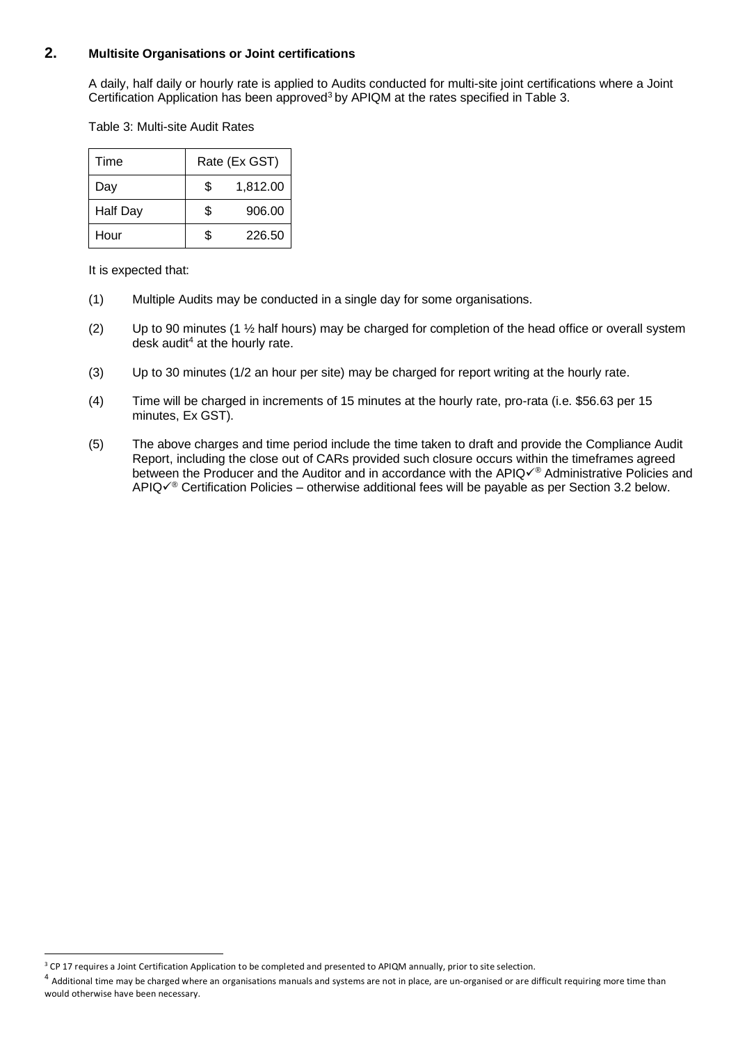## 2. Multisite Organisations or Joint certifications

A daily, half daily or hourly rate is applied to Audits conducted for multi-site joint certifications where a Joint Certification Application has been approved[3] by APIQM at the rates specified in Table 3.

Table 3: Multi-site Audit Rates

| Time | Rate (Ex GST) |
|---|---|
| Day | $ 1,812.00 |
| Half Day | $ 906.00 |
| Hour | $ 226.50 |

It is expected that:

(1) Multiple Audits may be conducted in a single day for some organisations.

(2) Up to 90 minutes (1 ½ half hours) may be charged for completion of the head office or overall system desk audit[4] at the hourly rate.

(3) Up to 30 minutes (1/2 an hour per site) may be charged for report writing at the hourly rate.

(4) Time will be charged in increments of 15 minutes at the hourly rate, pro-rata (i.e. $56.63 per 15 minutes, Ex GST).

(5) The above charges and time period include the time taken to draft and provide the Compliance Audit Report, including the close out of CARs provided such closure occurs within the timeframes agreed between the Producer and the Auditor and in accordance with the APIQ✓® Administrative Policies and APIQ✓® Certification Policies – otherwise additional fees will be payable as per Section 3.2 below.

---

[3] CP 17 requires a Joint Certification Application to be completed and presented to APIQM annually, prior to site selection.

[4] Additional time may be charged where an organisations manuals and systems are not in place, are un-organised or are difficult requiring more time than would otherwise have been necessary.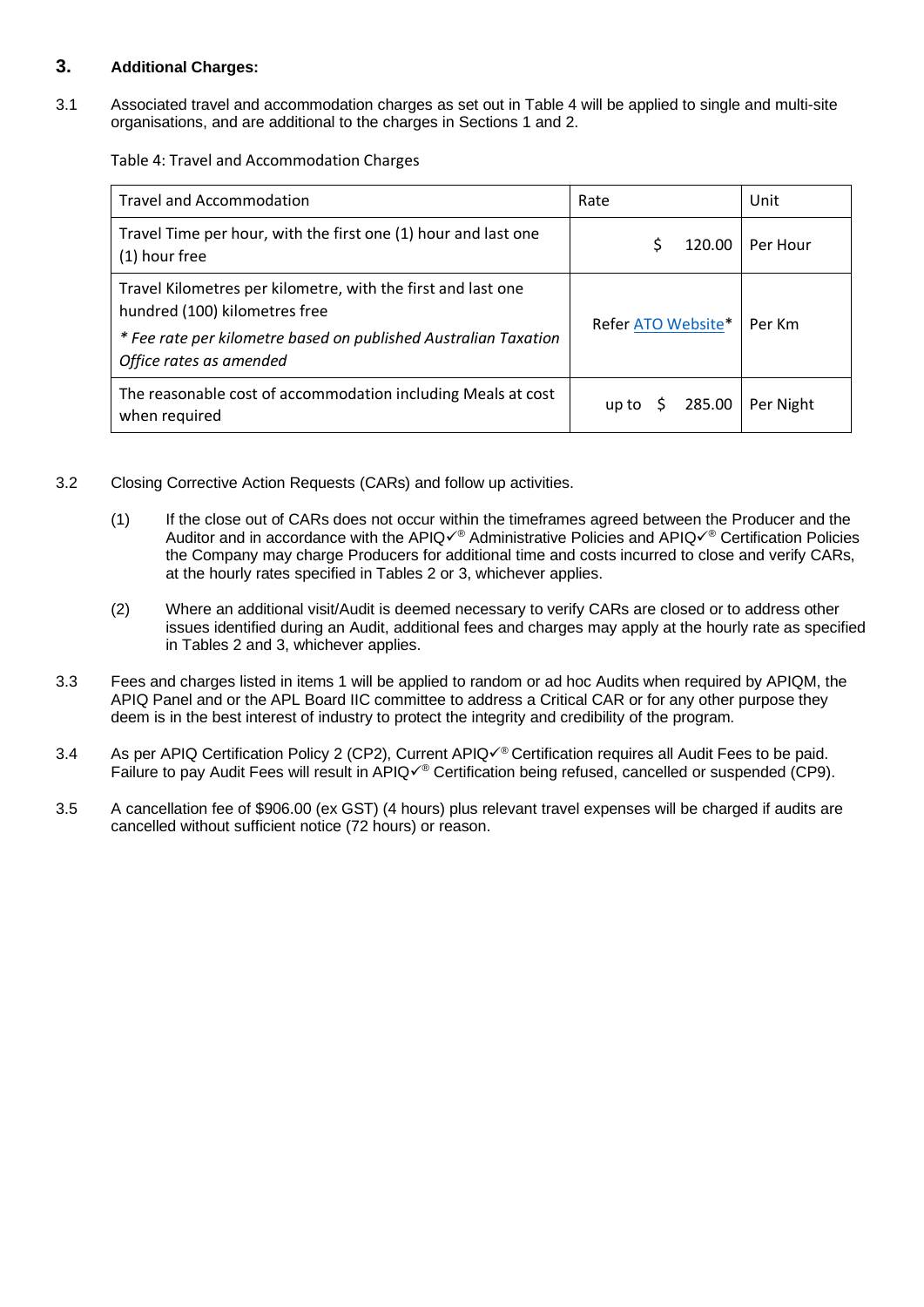## 3. Additional Charges:

3.1 Associated travel and accommodation charges as set out in Table 4 will be applied to single and multi-site organisations, and are additional to the charges in Sections 1 and 2.

Table 4: Travel and Accommodation Charges

| Travel and Accommodation | Rate | Unit |
|---|---|---|
| Travel Time per hour, with the first one (1) hour and last one (1) hour free | $ 120.00 | Per Hour |
| Travel Kilometres per kilometre, with the first and last one hundred (100) kilometres free<br>*\* Fee rate per kilometre based on published Australian Taxation Office rates as amended* | Refer ATO Website* | Per Km |
| The reasonable cost of accommodation including Meals at cost when required | up to $ 285.00 | Per Night |

3.2 Closing Corrective Action Requests (CARs) and follow up activities.

(1) If the close out of CARs does not occur within the timeframes agreed between the Producer and the Auditor and in accordance with the APIQ✓® Administrative Policies and APIQ✓® Certification Policies the Company may charge Producers for additional time and costs incurred to close and verify CARs, at the hourly rates specified in Tables 2 or 3, whichever applies.

(2) Where an additional visit/Audit is deemed necessary to verify CARs are closed or to address other issues identified during an Audit, additional fees and charges may apply at the hourly rate as specified in Tables 2 and 3, whichever applies.

3.3 Fees and charges listed in items 1 will be applied to random or ad hoc Audits when required by APIQM, the APIQ Panel and or the APL Board IIC committee to address a Critical CAR or for any other purpose they deem is in the best interest of industry to protect the integrity and credibility of the program.

3.4 As per APIQ Certification Policy 2 (CP2), Current APIQ✓® Certification requires all Audit Fees to be paid. Failure to pay Audit Fees will result in APIQ✓® Certification being refused, cancelled or suspended (CP9).

3.5 A cancellation fee of $906.00 (ex GST) (4 hours) plus relevant travel expenses will be charged if audits are cancelled without sufficient notice (72 hours) or reason.